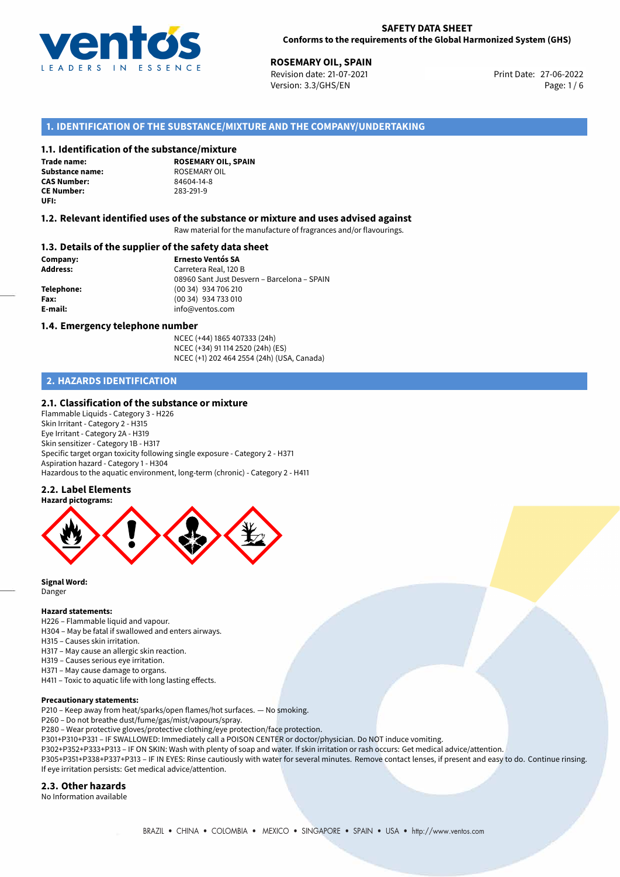**SAFETY DATA SHEET**
**Conforms to the requirements of the Global Harmonized System (GHS)**

**ROSEMARY OIL, SPAIN**
Revision date: 21-07-2021
Version: 3.3/GHS/EN
Print Date: 27-06-2022

## 1. IDENTIFICATION OF THE SUBSTANCE/MIXTURE AND THE COMPANY/UNDERTAKING

### 1.1. Identification of the substance/mixture

**Trade name:** **ROSEMARY OIL, SPAIN**
**Substance name:** ROSEMARY OIL
**CAS Number:** 84604-14-8
**CE Number:** 283-291-9
**UFI:**

### 1.2. Relevant identified uses of the substance or mixture and uses advised against

Raw material for the manufacture of fragrances and/or flavourings.

### 1.3. Details of the supplier of the safety data sheet

**Company:** **Ernesto Ventós SA**
**Address:** Carretera Real, 120 B
08960 Sant Just Desvern – Barcelona – SPAIN
**Telephone:** (00 34) 934 706 210
**Fax:** (00 34) 934 733 010
**E-mail:** info@ventos.com

### 1.4. Emergency telephone number

NCEC (+44) 1865 407333 (24h)
NCEC (+34) 91 114 2520 (24h) (ES)
NCEC (+1) 202 464 2554 (24h) (USA, Canada)

## 2. HAZARDS IDENTIFICATION

### 2.1. Classification of the substance or mixture

Flammable Liquids - Category 3 - H226
Skin Irritant - Category 2 - H315
Eye Irritant - Category 2A - H319
Skin sensitizer - Category 1B - H317
Specific target organ toxicity following single exposure - Category 2 - H371
Aspiration hazard - Category 1 - H304
Hazardous to the aquatic environment, long-term (chronic) - Category 2 - H411

### 2.2. Label Elements

**Hazard pictograms:**

**Signal Word:**
Danger

**Hazard statements:**
H226 – Flammable liquid and vapour.
H304 – May be fatal if swallowed and enters airways.
H315 – Causes skin irritation.
H317 – May cause an allergic skin reaction.
H319 – Causes serious eye irritation.
H371 – May cause damage to organs.
H411 – Toxic to aquatic life with long lasting effects.

**Precautionary statements:**
P210 – Keep away from heat/sparks/open flames/hot surfaces. — No smoking.
P260 – Do not breathe dust/fume/gas/mist/vapours/spray.
P280 – Wear protective gloves/protective clothing/eye protection/face protection.
P301+P310+P331 – IF SWALLOWED: Immediately call a POISON CENTER or doctor/physician. Do NOT induce vomiting.
P302+P352+P333+P313 – IF ON SKIN: Wash with plenty of soap and water. If skin irritation or rash occurs: Get medical advice/attention.
P305+P351+P338+P337+P313 – IF IN EYES: Rinse cautiously with water for several minutes. Remove contact lenses, if present and easy to do. Continue rinsing. If eye irritation persists: Get medical advice/attention.

### 2.3. Other hazards

No Information available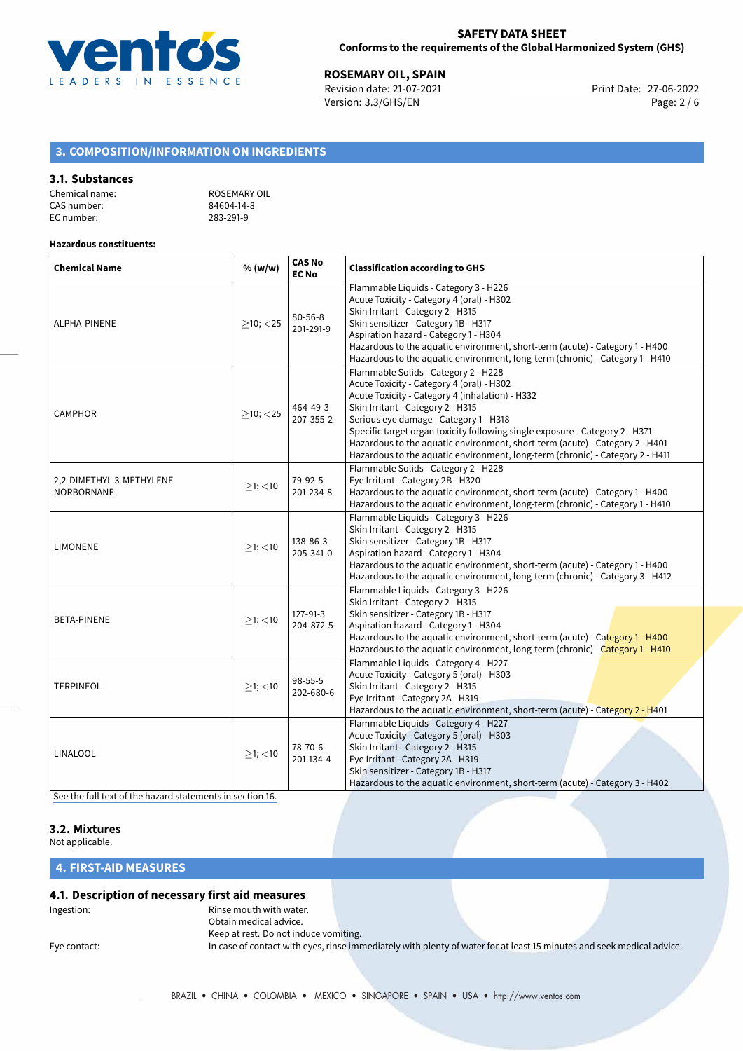## 3. COMPOSITION/INFORMATION ON INGREDIENTS

### 3.1. Substances

Chemical name: ROSEMARY OIL
CAS number: 84604-14-8
EC number: 283-291-9

**Hazardous constituents:**

| Chemical Name | % (w/w) | CAS No EC No | Classification according to GHS |
|---|---|---|---|
| ALPHA-PINENE | ≥10; <25 | 80-56-8 201-291-9 | Flammable Liquids - Category 3 - H226<br>Acute Toxicity - Category 4 (oral) - H302<br>Skin Irritant - Category 2 - H315<br>Skin sensitizer - Category 1B - H317<br>Aspiration hazard - Category 1 - H304<br>Hazardous to the aquatic environment, short-term (acute) - Category 1 - H400<br>Hazardous to the aquatic environment, long-term (chronic) - Category 1 - H410 |
| CAMPHOR | ≥10; <25 | 464-49-3 207-355-2 | Flammable Solids - Category 2 - H228<br>Acute Toxicity - Category 4 (oral) - H302<br>Acute Toxicity - Category 4 (inhalation) - H332<br>Skin Irritant - Category 2 - H315<br>Serious eye damage - Category 1 - H318<br>Specific target organ toxicity following single exposure - Category 2 - H371<br>Hazardous to the aquatic environment, short-term (acute) - Category 2 - H401<br>Hazardous to the aquatic environment, long-term (chronic) - Category 2 - H411 |
| 2,2-DIMETHYL-3-METHYLENE NORBORNANE | ≥1; <10 | 79-92-5 201-234-8 | Flammable Solids - Category 2 - H228<br>Eye Irritant - Category 2B - H320<br>Hazardous to the aquatic environment, short-term (acute) - Category 1 - H400<br>Hazardous to the aquatic environment, long-term (chronic) - Category 1 - H410 |
| LIMONENE | ≥1; <10 | 138-86-3 205-341-0 | Flammable Liquids - Category 3 - H226<br>Skin Irritant - Category 2 - H315<br>Skin sensitizer - Category 1B - H317<br>Aspiration hazard - Category 1 - H304<br>Hazardous to the aquatic environment, short-term (acute) - Category 1 - H400<br>Hazardous to the aquatic environment, long-term (chronic) - Category 3 - H412 |
| BETA-PINENE | ≥1; <10 | 127-91-3 204-872-5 | Flammable Liquids - Category 3 - H226<br>Skin Irritant - Category 2 - H315<br>Skin sensitizer - Category 1B - H317<br>Aspiration hazard - Category 1 - H304<br>Hazardous to the aquatic environment, short-term (acute) - Category 1 - H400<br>Hazardous to the aquatic environment, long-term (chronic) - Category 1 - H410 |
| TERPINEOL | ≥1; <10 | 98-55-5 202-680-6 | Flammable Liquids - Category 4 - H227<br>Acute Toxicity - Category 5 (oral) - H303<br>Skin Irritant - Category 2 - H315<br>Eye Irritant - Category 2A - H319<br>Hazardous to the aquatic environment, short-term (acute) - Category 2 - H401 |
| LINALOOL | ≥1; <10 | 78-70-6 201-134-4 | Flammable Liquids - Category 4 - H227<br>Acute Toxicity - Category 5 (oral) - H303<br>Skin Irritant - Category 2 - H315<br>Eye Irritant - Category 2A - H319<br>Skin sensitizer - Category 1B - H317<br>Hazardous to the aquatic environment, short-term (acute) - Category 3 - H402 |

See the full text of the hazard statements in section 16.

### 3.2. Mixtures

Not applicable.

## 4. FIRST-AID MEASURES

### 4.1. Description of necessary first aid measures

Ingestion: Rinse mouth with water.
Obtain medical advice.
Keep at rest. Do not induce vomiting.

Eye contact: In case of contact with eyes, rinse immediately with plenty of water for at least 15 minutes and seek medical advice.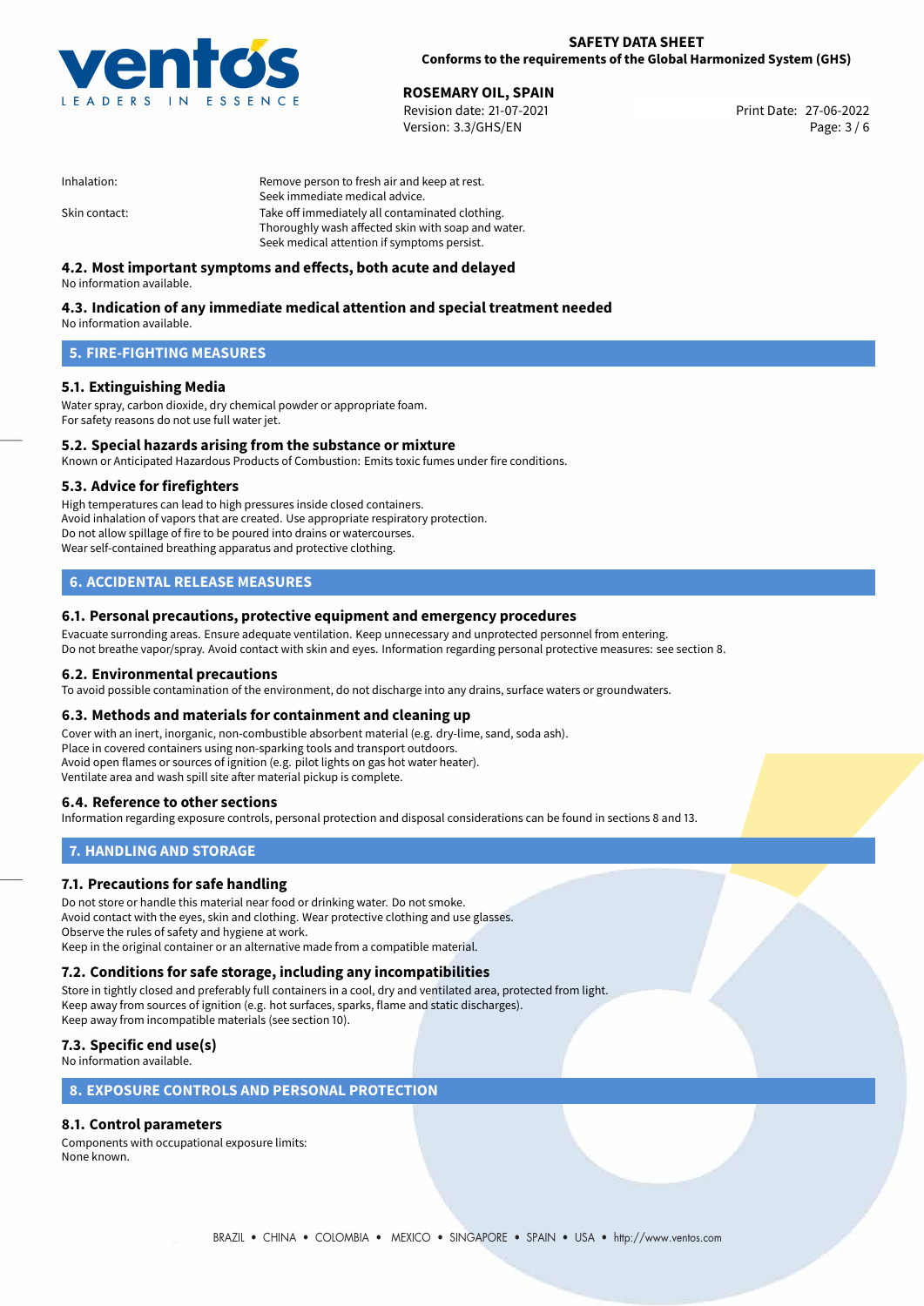| | |
|---|---|
| Inhalation: | Remove person to fresh air and keep at rest.<br>Seek immediate medical advice. |
| Skin contact: | Take off immediately all contaminated clothing.<br>Thoroughly wash affected skin with soap and water.<br>Seek medical attention if symptoms persist. |

### 4.2. Most important symptoms and effects, both acute and delayed

No information available.

### 4.3. Indication of any immediate medical attention and special treatment needed

No information available.

## 5. FIRE-FIGHTING MEASURES

### 5.1. Extinguishing Media

Water spray, carbon dioxide, dry chemical powder or appropriate foam.
For safety reasons do not use full water jet.

### 5.2. Special hazards arising from the substance or mixture

Known or Anticipated Hazardous Products of Combustion: Emits toxic fumes under fire conditions.

### 5.3. Advice for firefighters

High temperatures can lead to high pressures inside closed containers.
Avoid inhalation of vapors that are created. Use appropriate respiratory protection.
Do not allow spillage of fire to be poured into drains or watercourses.
Wear self-contained breathing apparatus and protective clothing.

## 6. ACCIDENTAL RELEASE MEASURES

### 6.1. Personal precautions, protective equipment and emergency procedures

Evacuate surronding areas. Ensure adequate ventilation. Keep unnecessary and unprotected personnel from entering.
Do not breathe vapor/spray. Avoid contact with skin and eyes. Information regarding personal protective measures: see section 8.

### 6.2. Environmental precautions

To avoid possible contamination of the environment, do not discharge into any drains, surface waters or groundwaters.

### 6.3. Methods and materials for containment and cleaning up

Cover with an inert, inorganic, non-combustible absorbent material (e.g. dry-lime, sand, soda ash).
Place in covered containers using non-sparking tools and transport outdoors.
Avoid open flames or sources of ignition (e.g. pilot lights on gas hot water heater).
Ventilate area and wash spill site after material pickup is complete.

### 6.4. Reference to other sections

Information regarding exposure controls, personal protection and disposal considerations can be found in sections 8 and 13.

## 7. HANDLING AND STORAGE

### 7.1. Precautions for safe handling

Do not store or handle this material near food or drinking water. Do not smoke.
Avoid contact with the eyes, skin and clothing. Wear protective clothing and use glasses.
Observe the rules of safety and hygiene at work.
Keep in the original container or an alternative made from a compatible material.

### 7.2. Conditions for safe storage, including any incompatibilities

Store in tightly closed and preferably full containers in a cool, dry and ventilated area, protected from light.
Keep away from sources of ignition (e.g. hot surfaces, sparks, flame and static discharges).
Keep away from incompatible materials (see section 10).

### 7.3. Specific end use(s)

No information available.

## 8. EXPOSURE CONTROLS AND PERSONAL PROTECTION

### 8.1. Control parameters

Components with occupational exposure limits:
None known.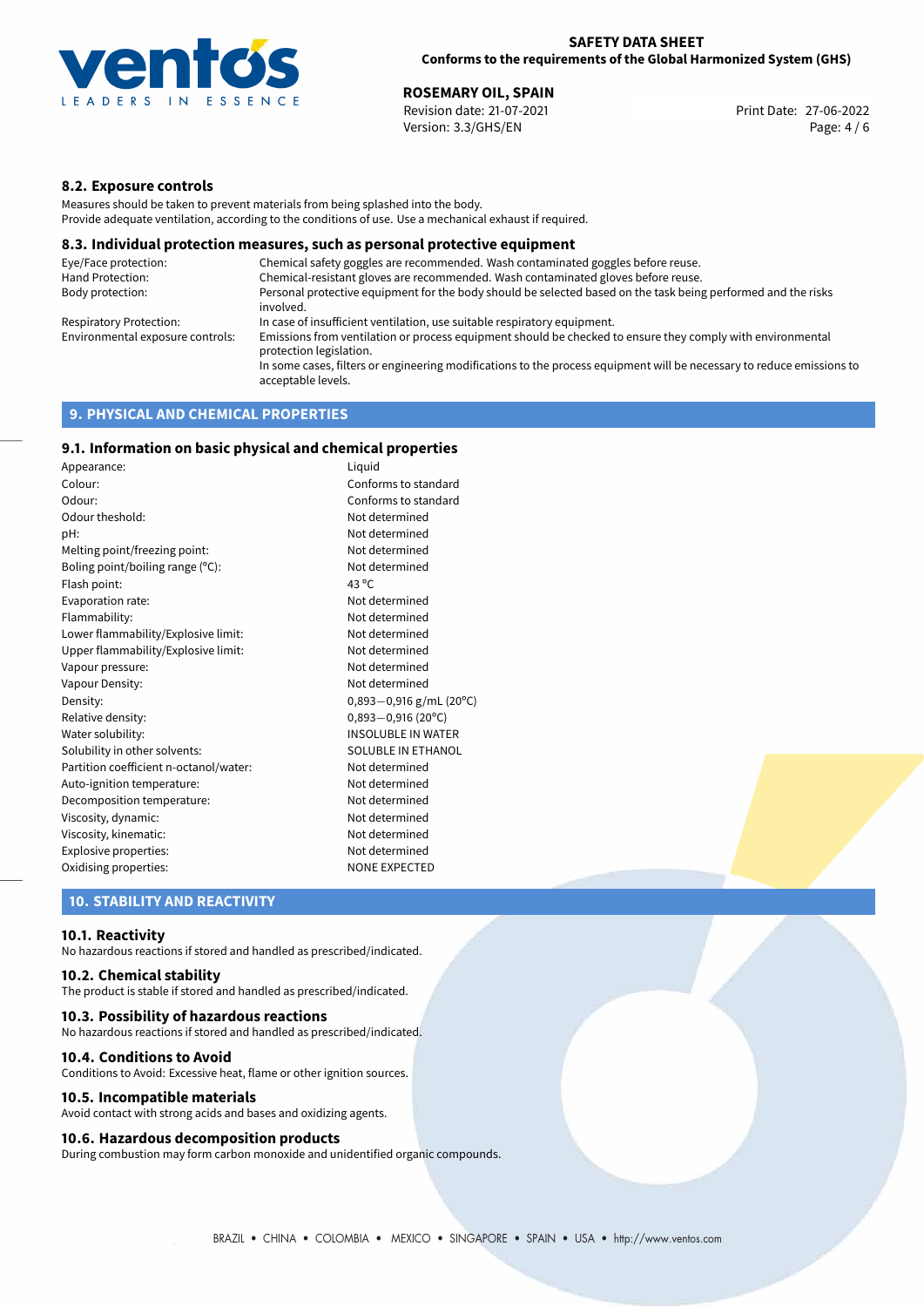### 8.2. Exposure controls

Measures should be taken to prevent materials from being splashed into the body.
Provide adequate ventilation, according to the conditions of use. Use a mechanical exhaust if required.

### 8.3. Individual protection measures, such as personal protective equipment

| | |
|---|---|
| Eye/Face protection: | Chemical safety goggles are recommended. Wash contaminated goggles before reuse. |
| Hand Protection: | Chemical-resistant gloves are recommended. Wash contaminated gloves before reuse. |
| Body protection: | Personal protective equipment for the body should be selected based on the task being performed and the risks involved. |
| Respiratory Protection: | In case of insufficient ventilation, use suitable respiratory equipment. |
| Environmental exposure controls: | Emissions from ventilation or process equipment should be checked to ensure they comply with environmental protection legislation. In some cases, filters or engineering modifications to the process equipment will be necessary to reduce emissions to acceptable levels. |

## 9. PHYSICAL AND CHEMICAL PROPERTIES

### 9.1. Information on basic physical and chemical properties

| | |
|---|---|
| Appearance: | Liquid |
| Colour: | Conforms to standard |
| Odour: | Conforms to standard |
| Odour theshold: | Not determined |
| pH: | Not determined |
| Melting point/freezing point: | Not determined |
| Boling point/boiling range (°C): | Not determined |
| Flash point: | 43 °C |
| Evaporation rate: | Not determined |
| Flammability: | Not determined |
| Lower flammability/Explosive limit: | Not determined |
| Upper flammability/Explosive limit: | Not determined |
| Vapour pressure: | Not determined |
| Vapour Density: | Not determined |
| Density: | 0,893−0,916 g/mL (20°C) |
| Relative density: | 0,893−0,916 (20°C) |
| Water solubility: | INSOLUBLE IN WATER |
| Solubility in other solvents: | SOLUBLE IN ETHANOL |
| Partition coefficient n-octanol/water: | Not determined |
| Auto-ignition temperature: | Not determined |
| Decomposition temperature: | Not determined |
| Viscosity, dynamic: | Not determined |
| Viscosity, kinematic: | Not determined |
| Explosive properties: | Not determined |
| Oxidising properties: | NONE EXPECTED |

## 10. STABILITY AND REACTIVITY

### 10.1. Reactivity

No hazardous reactions if stored and handled as prescribed/indicated.

### 10.2. Chemical stability

The product is stable if stored and handled as prescribed/indicated.

### 10.3. Possibility of hazardous reactions

No hazardous reactions if stored and handled as prescribed/indicated.

### 10.4. Conditions to Avoid

Conditions to Avoid: Excessive heat, flame or other ignition sources.

### 10.5. Incompatible materials

Avoid contact with strong acids and bases and oxidizing agents.

### 10.6. Hazardous decomposition products

During combustion may form carbon monoxide and unidentified organic compounds.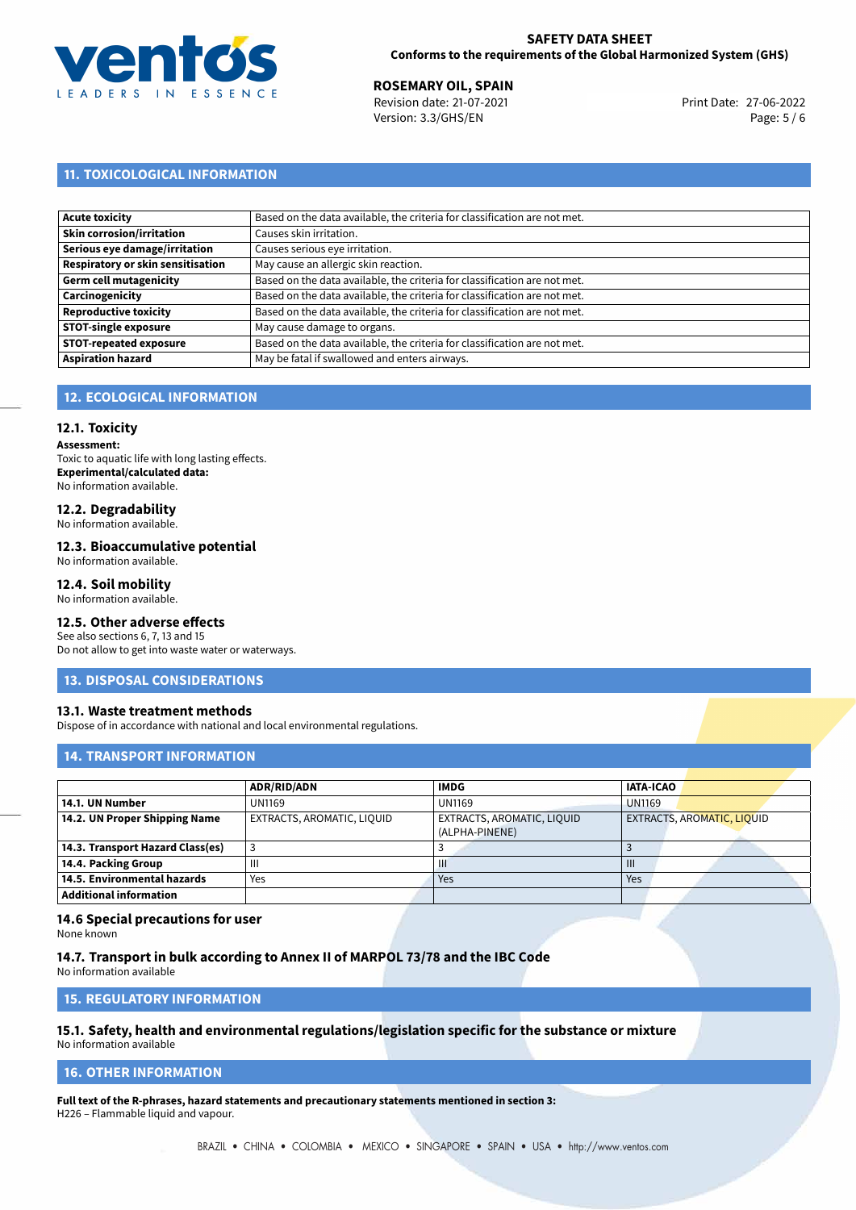## 11. TOXICOLOGICAL INFORMATION

| | |
|---|---|
| **Acute toxicity** | Based on the data available, the criteria for classification are not met. |
| **Skin corrosion/irritation** | Causes skin irritation. |
| **Serious eye damage/irritation** | Causes serious eye irritation. |
| **Respiratory or skin sensitisation** | May cause an allergic skin reaction. |
| **Germ cell mutagenicity** | Based on the data available, the criteria for classification are not met. |
| **Carcinogenicity** | Based on the data available, the criteria for classification are not met. |
| **Reproductive toxicity** | Based on the data available, the criteria for classification are not met. |
| **STOT-single exposure** | May cause damage to organs. |
| **STOT-repeated exposure** | Based on the data available, the criteria for classification are not met. |
| **Aspiration hazard** | May be fatal if swallowed and enters airways. |

## 12. ECOLOGICAL INFORMATION

### 12.1. Toxicity

**Assessment:**
Toxic to aquatic life with long lasting effects.
**Experimental/calculated data:**
No information available.

### 12.2. Degradability

No information available.

### 12.3. Bioaccumulative potential

No information available.

### 12.4. Soil mobility

No information available.

### 12.5. Other adverse effects

See also sections 6, 7, 13 and 15
Do not allow to get into waste water or waterways.

## 13. DISPOSAL CONSIDERATIONS

### 13.1. Waste treatment methods

Dispose of in accordance with national and local environmental regulations.

## 14. TRANSPORT INFORMATION

| | ADR/RID/ADN | IMDG | IATA-ICAO |
|---|---|---|---|
| **14.1. UN Number** | UN1169 | UN1169 | UN1169 |
| **14.2. UN Proper Shipping Name** | EXTRACTS, AROMATIC, LIQUID | EXTRACTS, AROMATIC, LIQUID (ALPHA-PINENE) | EXTRACTS, AROMATIC, LIQUID |
| **14.3. Transport Hazard Class(es)** | 3 | 3 | 3 |
| **14.4. Packing Group** | III | III | III |
| **14.5. Environmental hazards** | Yes | Yes | Yes |
| **Additional information** | | | |

### 14.6 Special precautions for user

None known

### 14.7. Transport in bulk according to Annex II of MARPOL 73/78 and the IBC Code

No information available

## 15. REGULATORY INFORMATION

### 15.1. Safety, health and environmental regulations/legislation specific for the substance or mixture

No information available

## 16. OTHER INFORMATION

**Full text of the R-phrases, hazard statements and precautionary statements mentioned in section 3:**
H226 – Flammable liquid and vapour.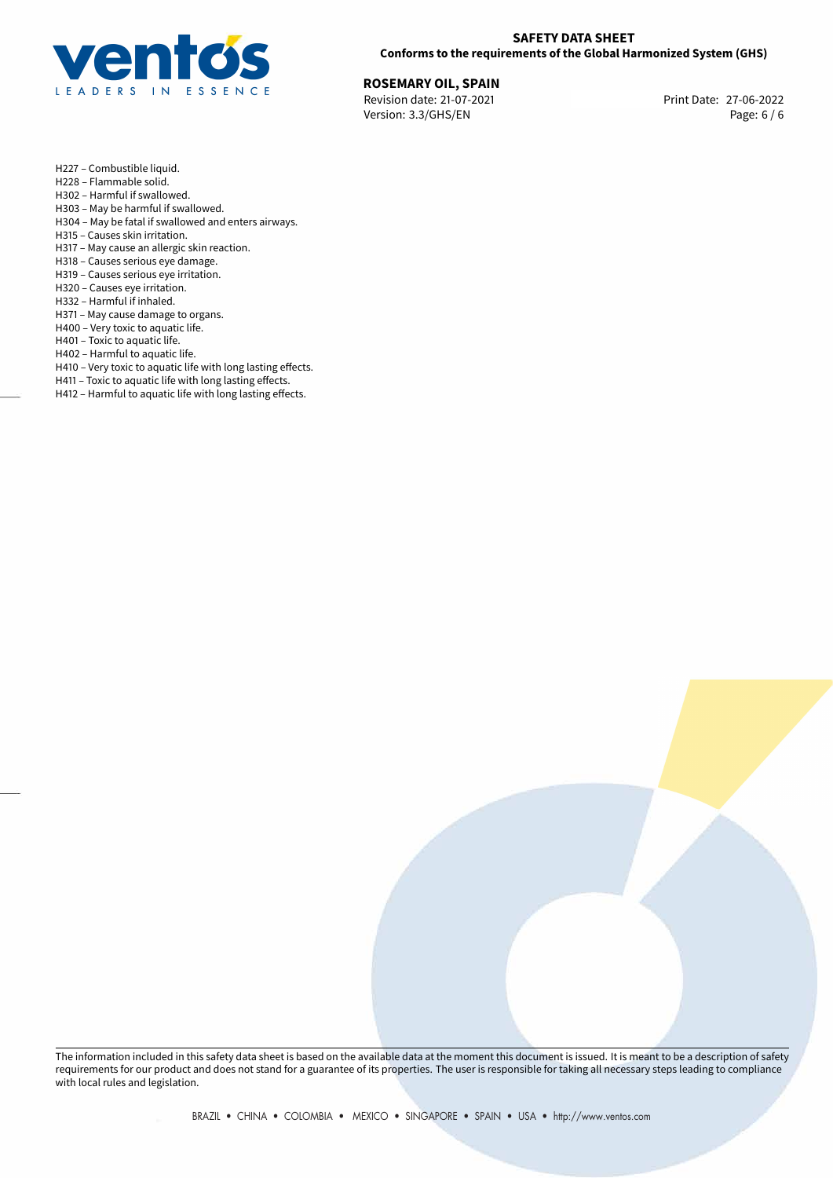H227 – Combustible liquid.
H228 – Flammable solid.
H302 – Harmful if swallowed.
H303 – May be harmful if swallowed.
H304 – May be fatal if swallowed and enters airways.
H315 – Causes skin irritation.
H317 – May cause an allergic skin reaction.
H318 – Causes serious eye damage.
H319 – Causes serious eye irritation.
H320 – Causes eye irritation.
H332 – Harmful if inhaled.
H371 – May cause damage to organs.
H400 – Very toxic to aquatic life.
H401 – Toxic to aquatic life.
H402 – Harmful to aquatic life.
H410 – Very toxic to aquatic life with long lasting effects.
H411 – Toxic to aquatic life with long lasting effects.
H412 – Harmful to aquatic life with long lasting effects.

The information included in this safety data sheet is based on the available data at the moment this document is issued. It is meant to be a description of safety requirements for our product and does not stand for a guarantee of its properties. The user is responsible for taking all necessary steps leading to compliance with local rules and legislation.

BRAZIL • CHINA • COLOMBIA • MEXICO • SINGAPORE • SPAIN • USA • http://www.ventos.com